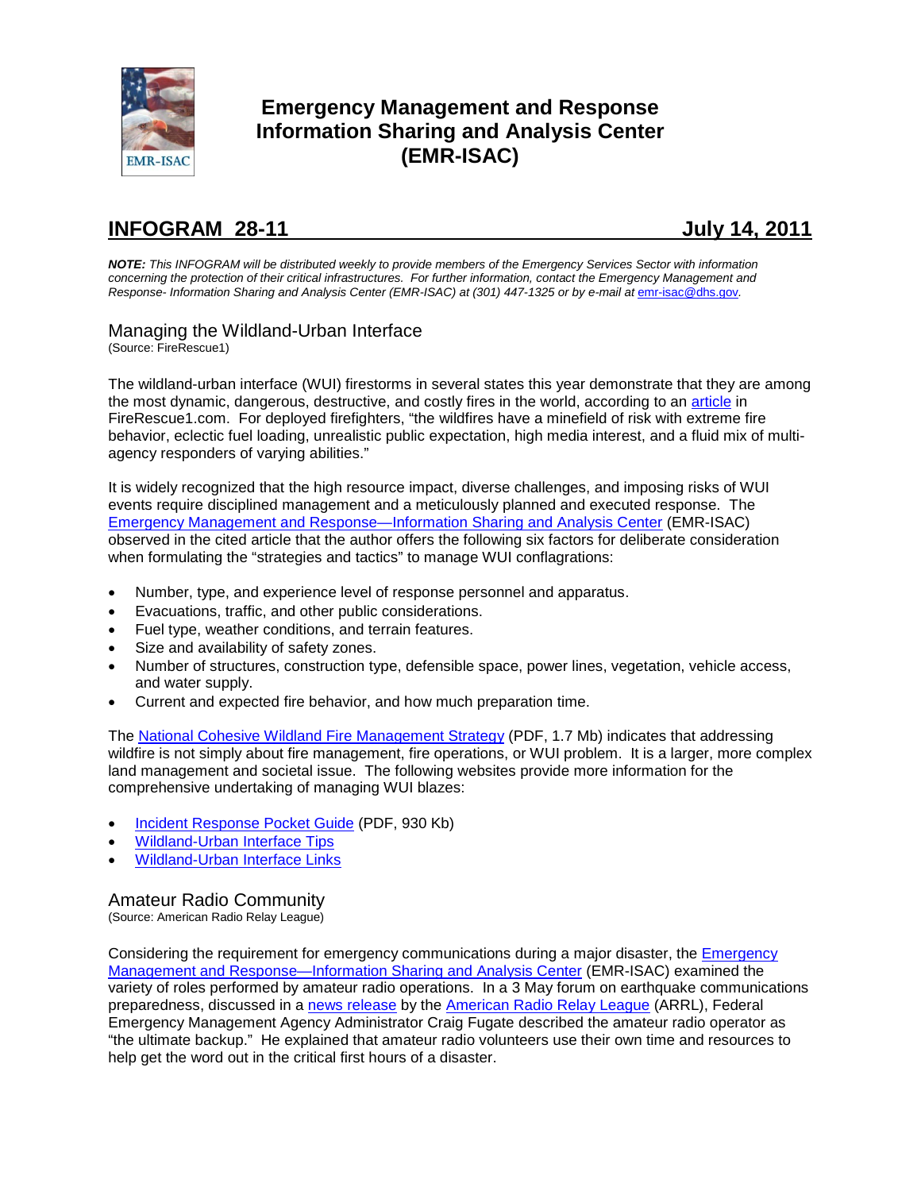# Emergency Management and Response Information Sharing and Analysis Center (EMR-ISAC)

## INFOGRAM 28-11 July 14, 2011

***NOTE:*** *This INFOGRAM will be distributed weekly to provide members of the Emergency Services Sector with information concerning the protection of their critical infrastructures. For further information, contact the Emergency Management and Response- Information Sharing and Analysis Center (EMR-ISAC) at (301) 447-1325 or by e-mail at emr-isac@dhs.gov.*

### Managing the Wildland-Urban Interface

(Source: FireRescue1)

The wildland-urban interface (WUI) firestorms in several states this year demonstrate that they are among the most dynamic, dangerous, destructive, and costly fires in the world, according to an article in FireRescue1.com. For deployed firefighters, "the wildfires have a minefield of risk with extreme fire behavior, eclectic fuel loading, unrealistic public expectation, high media interest, and a fluid mix of multi-agency responders of varying abilities."

It is widely recognized that the high resource impact, diverse challenges, and imposing risks of WUI events require disciplined management and a meticulously planned and executed response. The Emergency Management and Response—Information Sharing and Analysis Center (EMR-ISAC) observed in the cited article that the author offers the following six factors for deliberate consideration when formulating the "strategies and tactics" to manage WUI conflagrations:

- Number, type, and experience level of response personnel and apparatus.
- Evacuations, traffic, and other public considerations.
- Fuel type, weather conditions, and terrain features.
- Size and availability of safety zones.
- Number of structures, construction type, defensible space, power lines, vegetation, vehicle access, and water supply.
- Current and expected fire behavior, and how much preparation time.

The National Cohesive Wildland Fire Management Strategy (PDF, 1.7 Mb) indicates that addressing wildfire is not simply about fire management, fire operations, or WUI problem. It is a larger, more complex land management and societal issue. The following websites provide more information for the comprehensive undertaking of managing WUI blazes:

- Incident Response Pocket Guide (PDF, 930 Kb)
- Wildland-Urban Interface Tips
- Wildland-Urban Interface Links

### Amateur Radio Community

(Source: American Radio Relay League)

Considering the requirement for emergency communications during a major disaster, the Emergency Management and Response—Information Sharing and Analysis Center (EMR-ISAC) examined the variety of roles performed by amateur radio operations. In a 3 May forum on earthquake communications preparedness, discussed in a news release by the American Radio Relay League (ARRL), Federal Emergency Management Agency Administrator Craig Fugate described the amateur radio operator as "the ultimate backup." He explained that amateur radio volunteers use their own time and resources to help get the word out in the critical first hours of a disaster.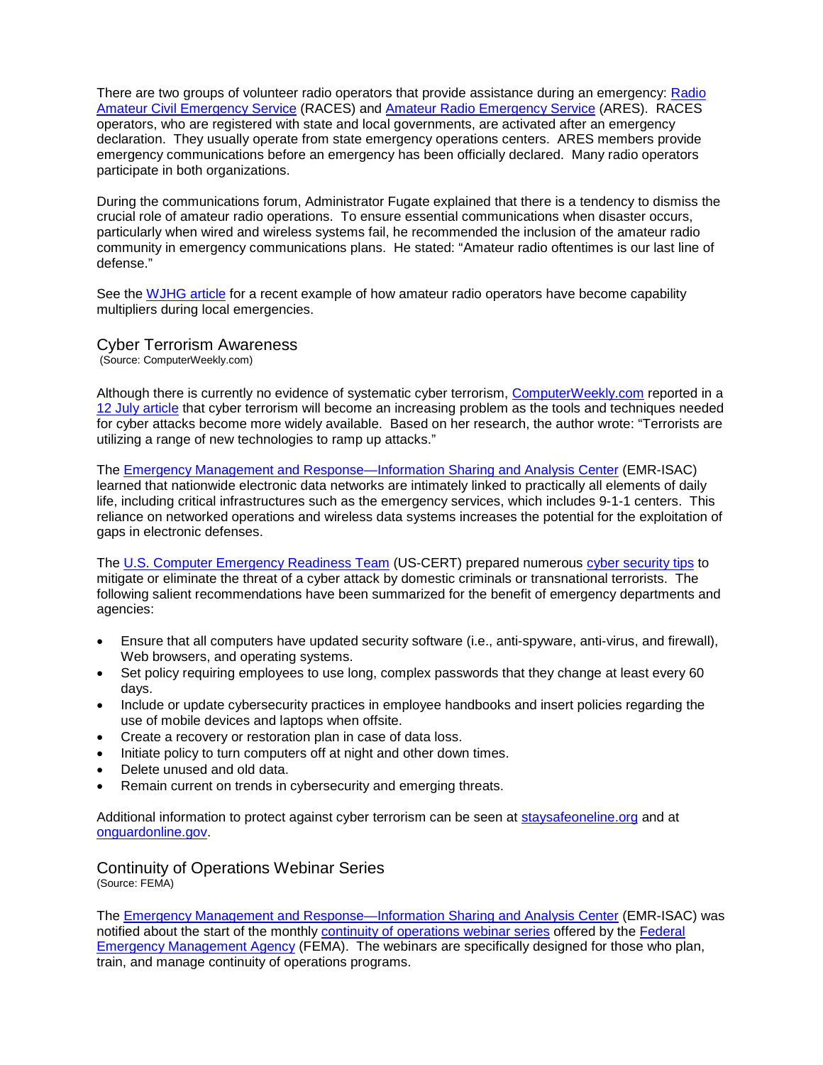There are two groups of volunteer radio operators that provide assistance during an emergency: Radio Amateur Civil Emergency Service (RACES) and Amateur Radio Emergency Service (ARES). RACES operators, who are registered with state and local governments, are activated after an emergency declaration. They usually operate from state emergency operations centers. ARES members provide emergency communications before an emergency has been officially declared. Many radio operators participate in both organizations.

During the communications forum, Administrator Fugate explained that there is a tendency to dismiss the crucial role of amateur radio operations. To ensure essential communications when disaster occurs, particularly when wired and wireless systems fail, he recommended the inclusion of the amateur radio community in emergency communications plans. He stated: "Amateur radio oftentimes is our last line of defense."

See the WJHG article for a recent example of how amateur radio operators have become capability multipliers during local emergencies.

## Cyber Terrorism Awareness

(Source: ComputerWeekly.com)

Although there is currently no evidence of systematic cyber terrorism, ComputerWeekly.com reported in a 12 July article that cyber terrorism will become an increasing problem as the tools and techniques needed for cyber attacks become more widely available. Based on her research, the author wrote: "Terrorists are utilizing a range of new technologies to ramp up attacks."

The Emergency Management and Response—Information Sharing and Analysis Center (EMR-ISAC) learned that nationwide electronic data networks are intimately linked to practically all elements of daily life, including critical infrastructures such as the emergency services, which includes 9-1-1 centers. This reliance on networked operations and wireless data systems increases the potential for the exploitation of gaps in electronic defenses.

The U.S. Computer Emergency Readiness Team (US-CERT) prepared numerous cyber security tips to mitigate or eliminate the threat of a cyber attack by domestic criminals or transnational terrorists. The following salient recommendations have been summarized for the benefit of emergency departments and agencies:

- Ensure that all computers have updated security software (i.e., anti-spyware, anti-virus, and firewall), Web browsers, and operating systems.
- Set policy requiring employees to use long, complex passwords that they change at least every 60 days.
- Include or update cybersecurity practices in employee handbooks and insert policies regarding the use of mobile devices and laptops when offsite.
- Create a recovery or restoration plan in case of data loss.
- Initiate policy to turn computers off at night and other down times.
- Delete unused and old data.
- Remain current on trends in cybersecurity and emerging threats.

Additional information to protect against cyber terrorism can be seen at staysafeoneline.org and at onguardonline.gov.

## Continuity of Operations Webinar Series

(Source: FEMA)

The Emergency Management and Response—Information Sharing and Analysis Center (EMR-ISAC) was notified about the start of the monthly continuity of operations webinar series offered by the Federal Emergency Management Agency (FEMA). The webinars are specifically designed for those who plan, train, and manage continuity of operations programs.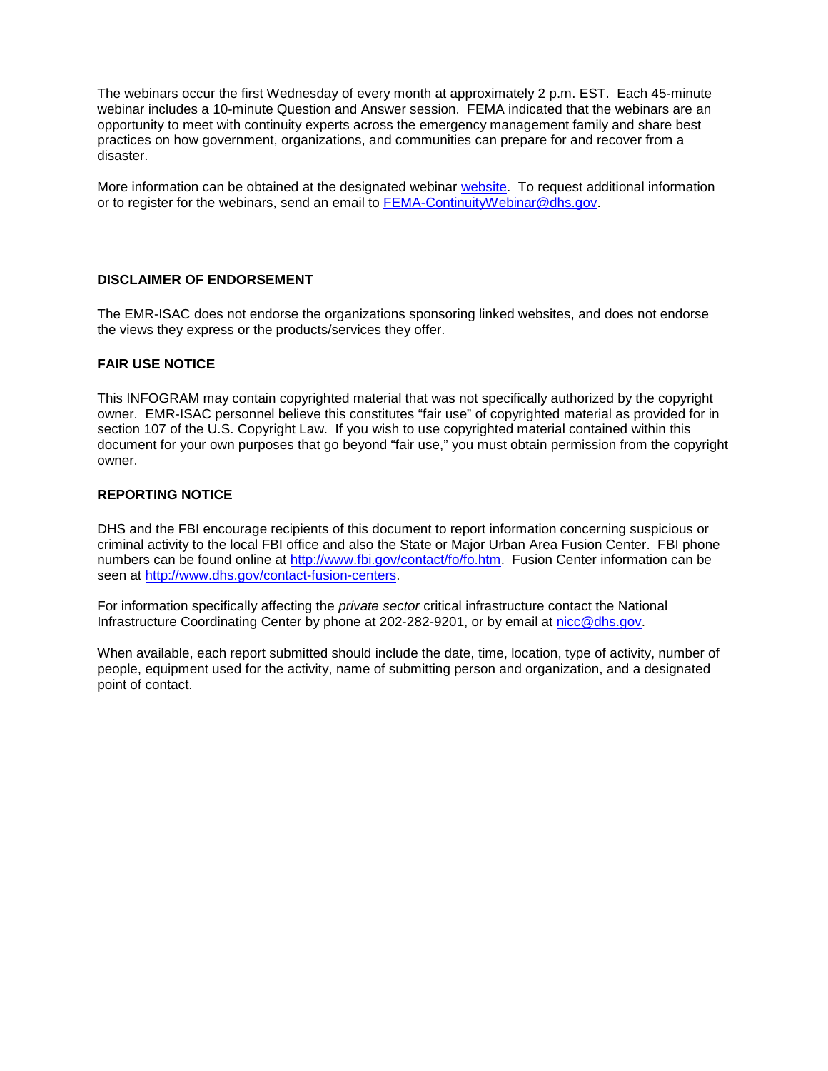The webinars occur the first Wednesday of every month at approximately 2 p.m. EST. Each 45-minute webinar includes a 10-minute Question and Answer session. FEMA indicated that the webinars are an opportunity to meet with continuity experts across the emergency management family and share best practices on how government, organizations, and communities can prepare for and recover from a disaster.

More information can be obtained at the designated webinar [website](). To request additional information or to register for the webinars, send an email to [FEMA-ContinuityWebinar@dhs.gov](mailto:FEMA-ContinuityWebinar@dhs.gov).

**DISCLAIMER OF ENDORSEMENT**

The EMR-ISAC does not endorse the organizations sponsoring linked websites, and does not endorse the views they express or the products/services they offer.

**FAIR USE NOTICE**

This INFOGRAM may contain copyrighted material that was not specifically authorized by the copyright owner. EMR-ISAC personnel believe this constitutes "fair use" of copyrighted material as provided for in section 107 of the U.S. Copyright Law. If you wish to use copyrighted material contained within this document for your own purposes that go beyond "fair use," you must obtain permission from the copyright owner.

**REPORTING NOTICE**

DHS and the FBI encourage recipients of this document to report information concerning suspicious or criminal activity to the local FBI office and also the State or Major Urban Area Fusion Center. FBI phone numbers can be found online at [http://www.fbi.gov/contact/fo/fo.htm](http://www.fbi.gov/contact/fo/fo.htm). Fusion Center information can be seen at [http://www.dhs.gov/contact-fusion-centers](http://www.dhs.gov/contact-fusion-centers).

For information specifically affecting the *private sector* critical infrastructure contact the National Infrastructure Coordinating Center by phone at 202-282-9201, or by email at [nicc@dhs.gov](mailto:nicc@dhs.gov).

When available, each report submitted should include the date, time, location, type of activity, number of people, equipment used for the activity, name of submitting person and organization, and a designated point of contact.